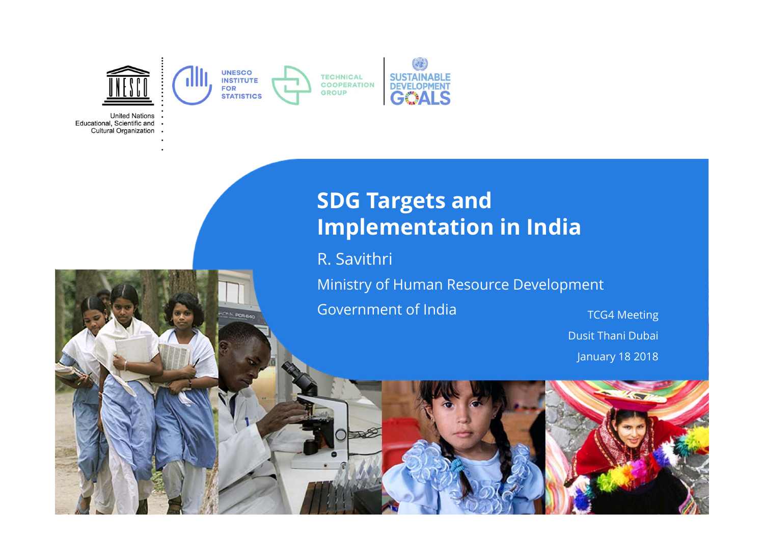United Nations Educational, Scientific and Cultural Organization

UNESCO INSTITUTE FOR STATISTICS

TECHNICAL COOPERATION GROUP

SUSTAINABLE DEVELOPMENT GOALS

# SDG Targets and Implementation in India

R. Savithri

Ministry of Human Resource Development

Government of India

TCG4 Meeting

Dusit Thani Dubai

January 18 2018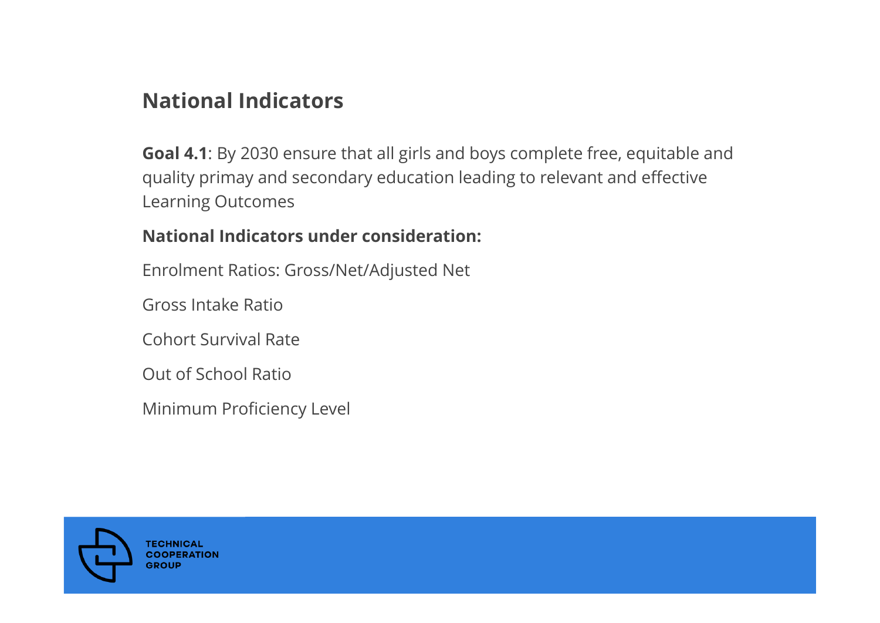## National Indicators

**Goal 4.1**: By 2030 ensure that all girls and boys complete free, equitable and quality primay and secondary education leading to relevant and effective Learning Outcomes

**National Indicators under consideration:**

Enrolment Ratios: Gross/Net/Adjusted Net

Gross Intake Ratio

Cohort Survival Rate

Out of School Ratio

Minimum Proficiency Level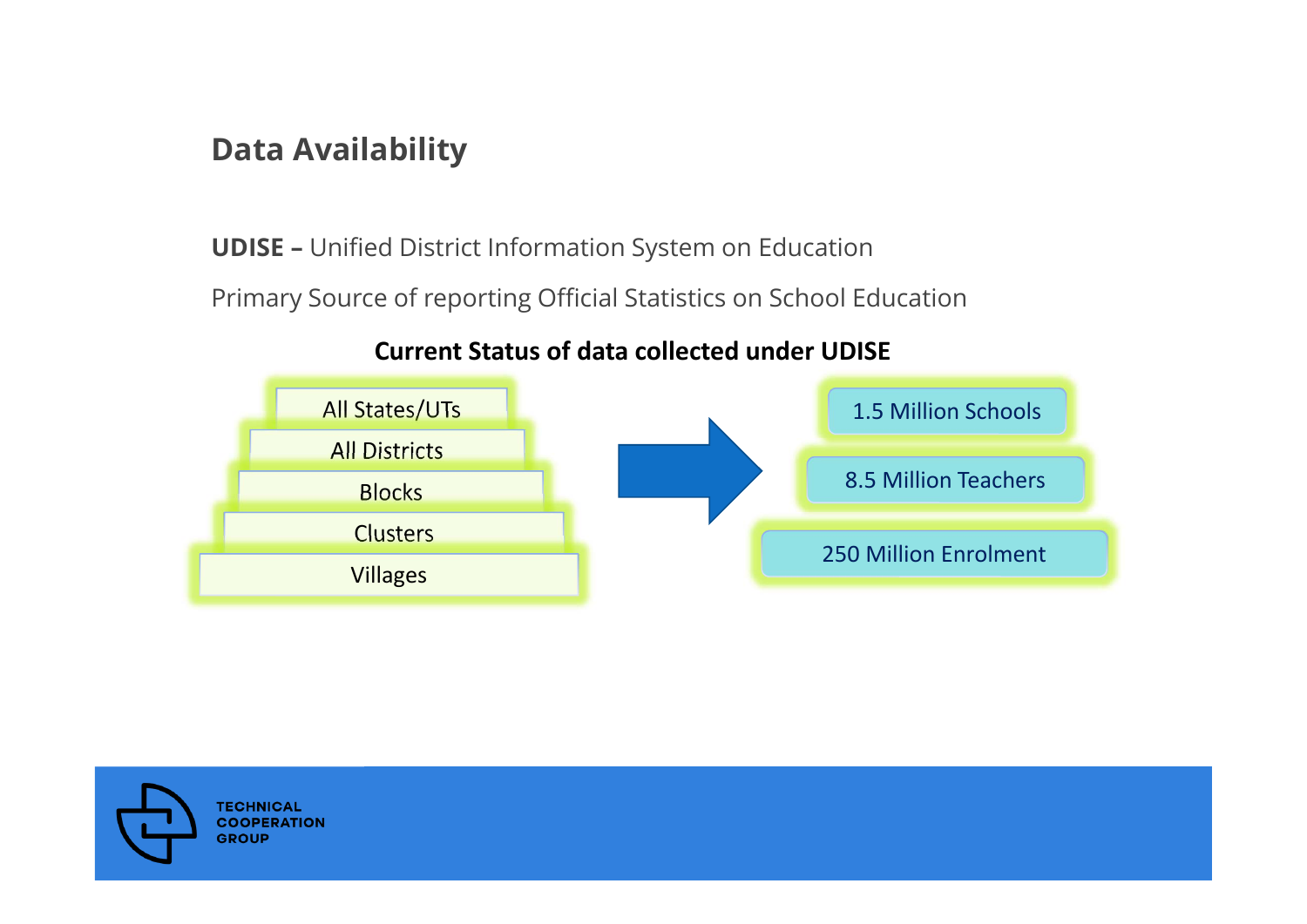## Data Availability

**UDISE –** Unified District Information System on Education

Primary Source of reporting Official Statistics on School Education

**Current Status of data collected under UDISE**

- All States/UTs
- All Districts
- Blocks
- Clusters
- Villages

→

- 1.5 Million Schools
- 8.5 Million Teachers
- 250 Million Enrolment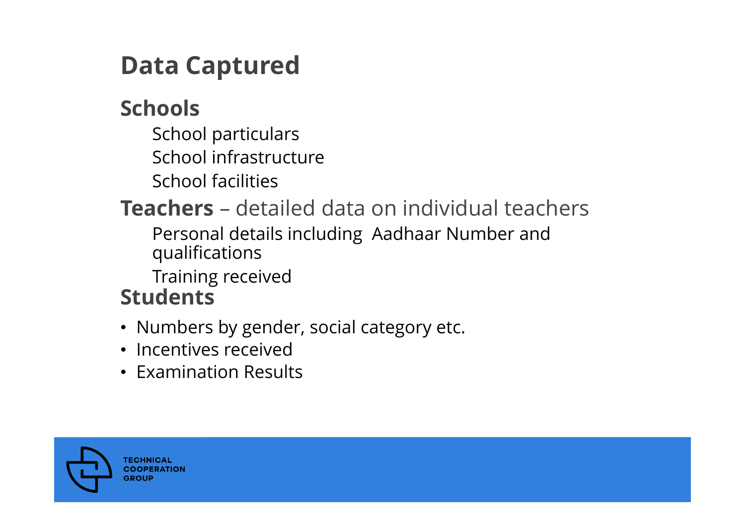# Data Captured

## Schools

School particulars

School infrastructure

School facilities

## **Teachers** – detailed data on individual teachers

Personal details including  Aadhaar Number and qualifications

Training received

## Students

- Numbers by gender, social category etc.
- Incentives received
- Examination Results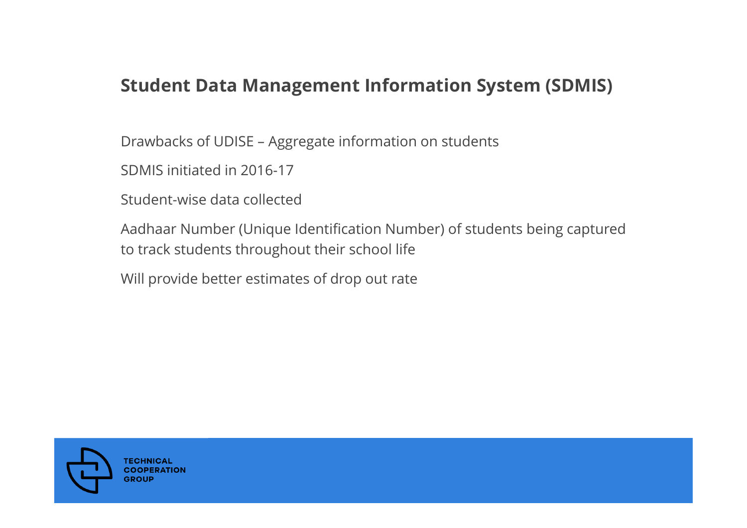## Student Data Management Information System (SDMIS)

Drawbacks of UDISE – Aggregate information on students

SDMIS initiated in 2016-17

Student-wise data collected

Aadhaar Number (Unique Identification Number) of students being captured to track students throughout their school life

Will provide better estimates of drop out rate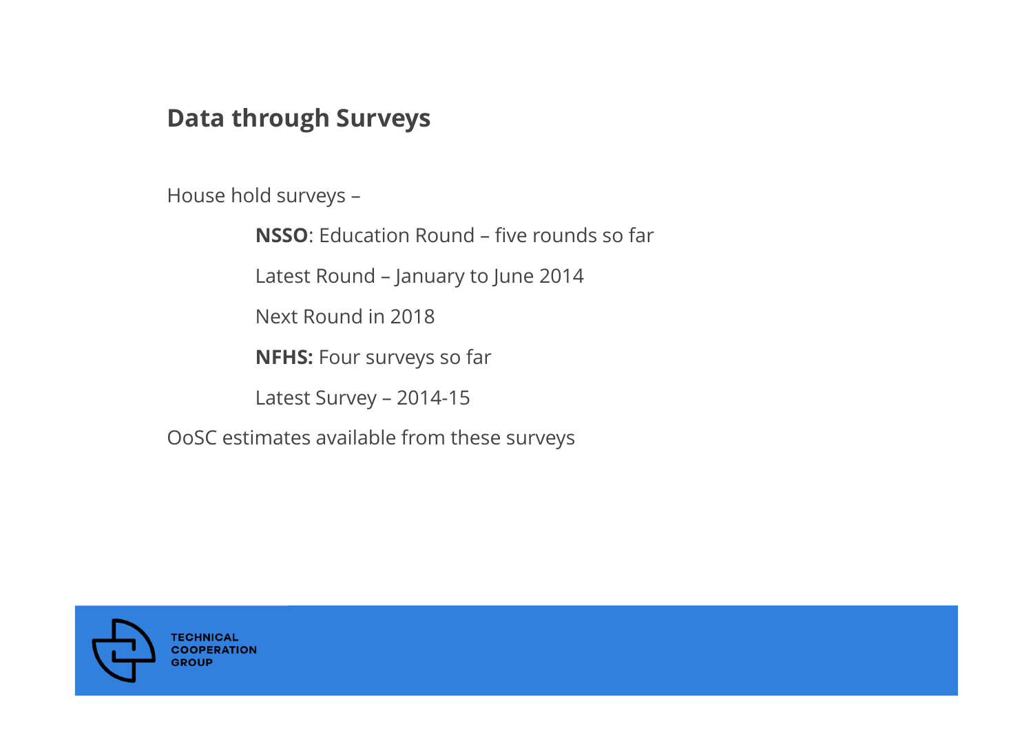## Data through Surveys

House hold surveys –

- **NSSO**: Education Round – five rounds so far
- Latest Round – January to June 2014
- Next Round in 2018
- **NFHS:** Four surveys so far
- Latest Survey – 2014-15

OoSC estimates available from these surveys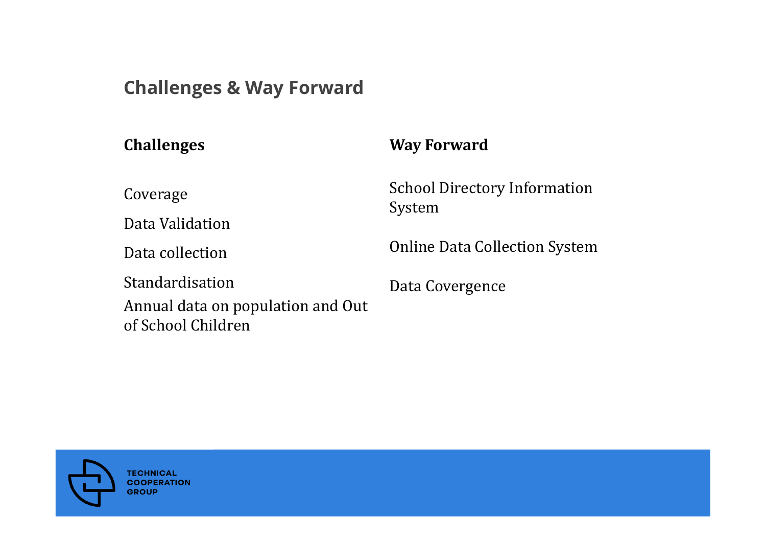## Challenges & Way Forward

### Challenges

Coverage

Data Validation

Data collection

Standardisation

Annual data on population and Out of School Children

### Way Forward

School Directory Information System

Online Data Collection System

Data Covergence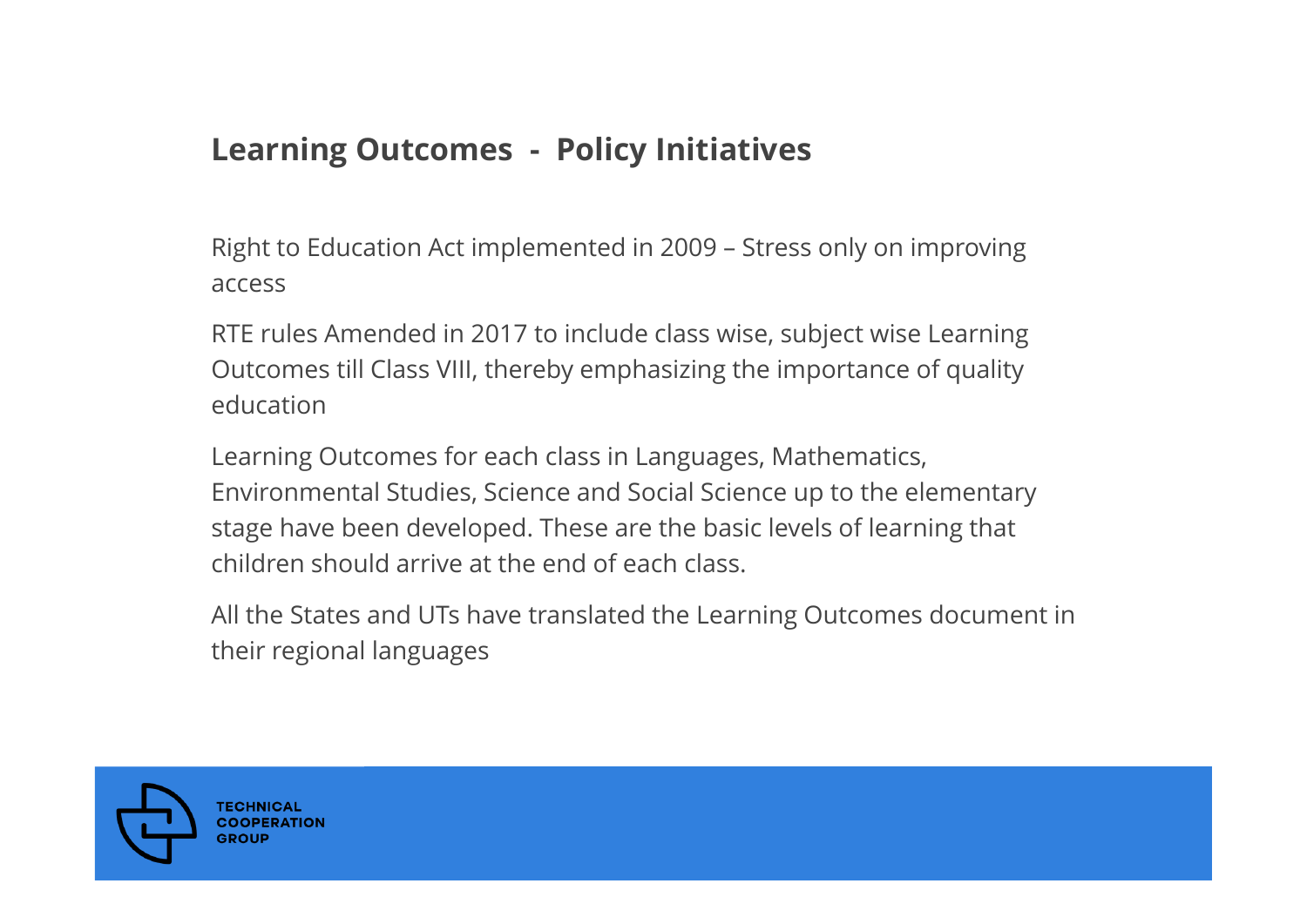## Learning Outcomes - Policy Initiatives

Right to Education Act implemented in 2009 – Stress only on improving access

RTE rules Amended in 2017 to include class wise, subject wise Learning Outcomes till Class VIII, thereby emphasizing the importance of quality education

Learning Outcomes for each class in Languages, Mathematics, Environmental Studies, Science and Social Science up to the elementary stage have been developed. These are the basic levels of learning that children should arrive at the end of each class.

All the States and UTs have translated the Learning Outcomes document in their regional languages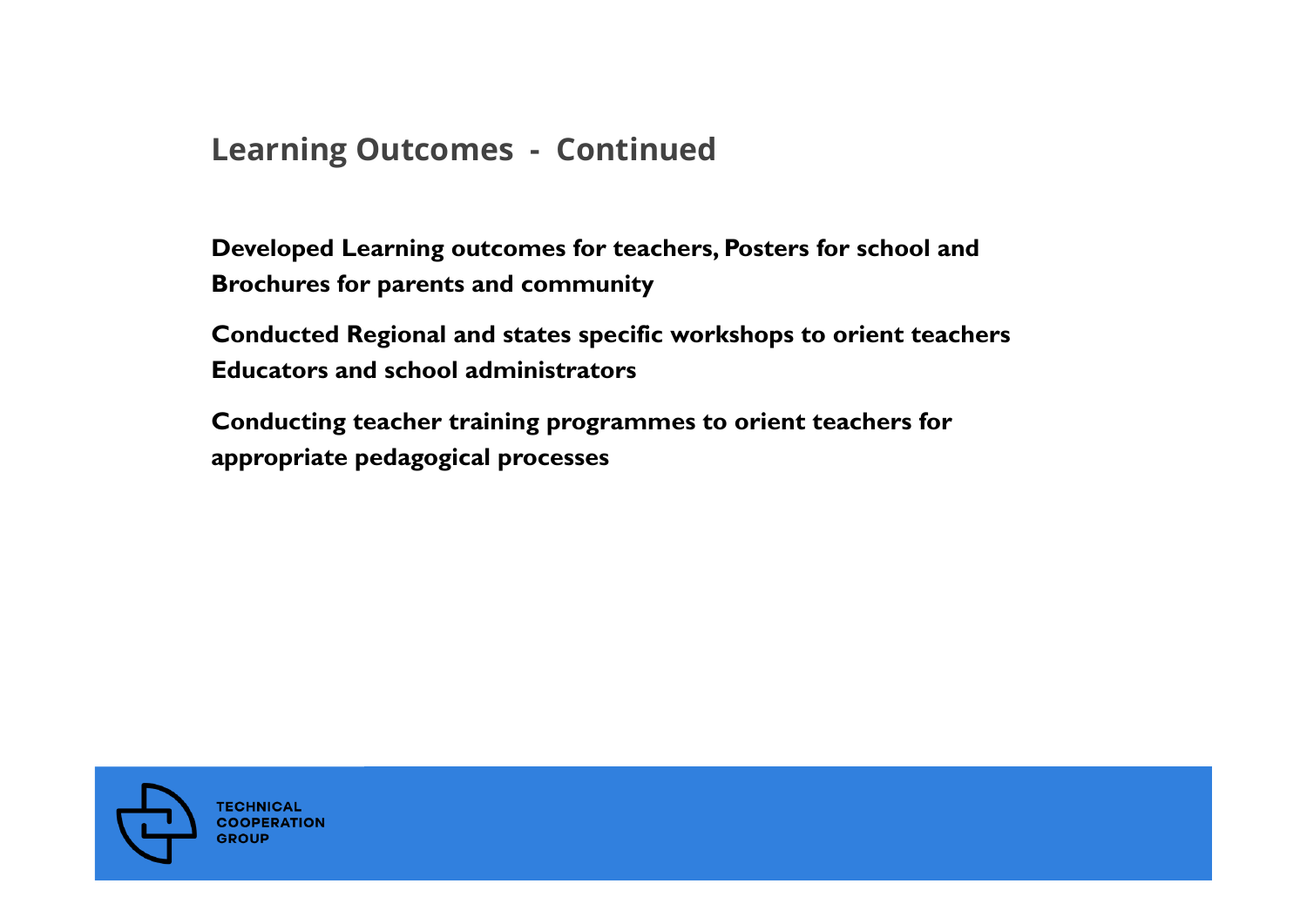## Learning Outcomes - Continued

**Developed Learning outcomes for teachers, Posters for school and Brochures for parents and community**

**Conducted Regional and states specific workshops to orient teachers Educators and school administrators**

**Conducting teacher training programmes to orient teachers for appropriate pedagogical processes**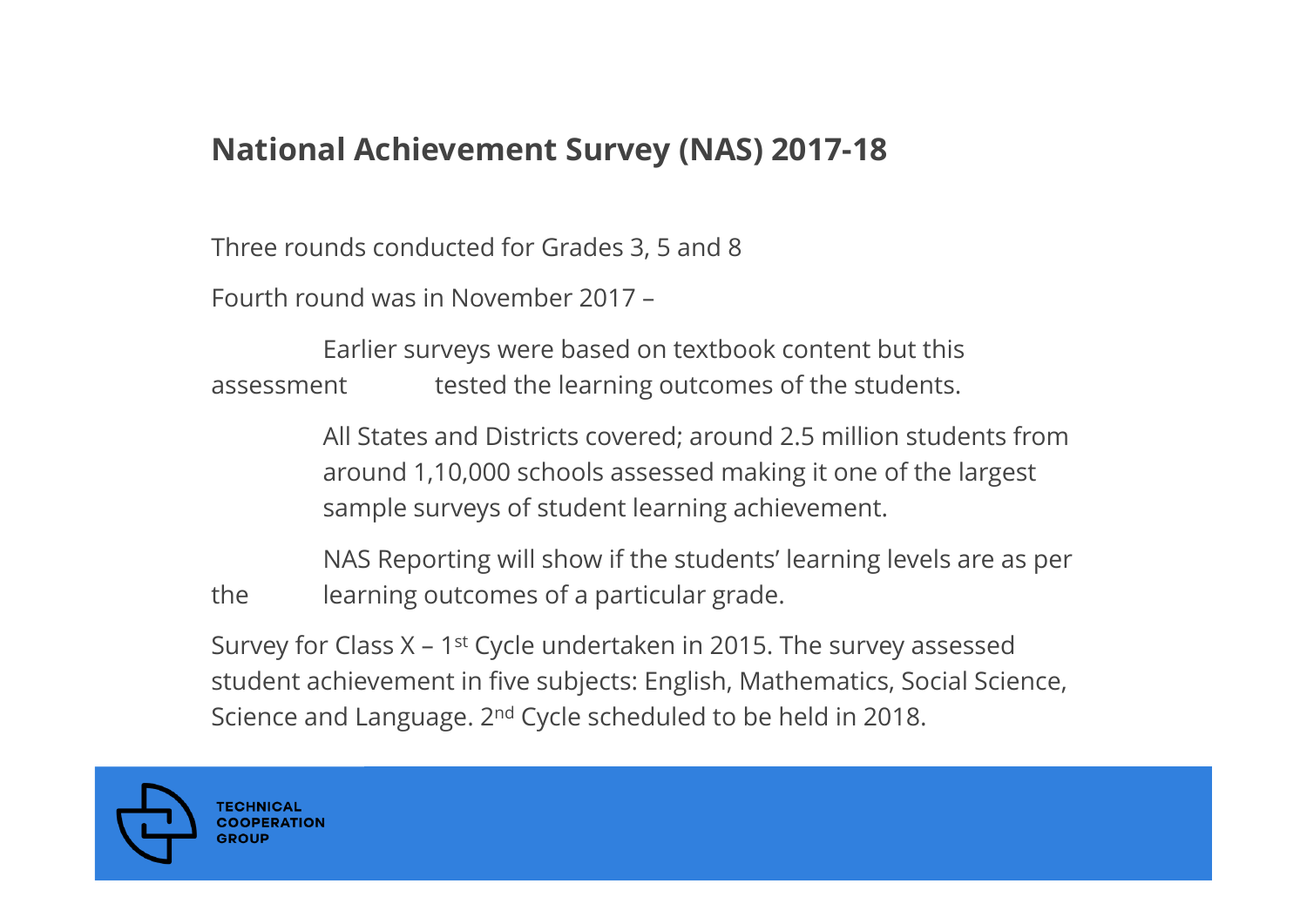## National Achievement Survey (NAS) 2017-18

Three rounds conducted for Grades 3, 5 and 8

Fourth round was in November 2017 –

- Earlier surveys were based on textbook content but this assessment tested the learning outcomes of the students.
- All States and Districts covered; around 2.5 million students from around 1,10,000 schools assessed making it one of the largest sample surveys of student learning achievement.
- NAS Reporting will show if the students' learning levels are as per the learning outcomes of a particular grade.

Survey for Class X – 1st Cycle undertaken in 2015. The survey assessed student achievement in five subjects: English, Mathematics, Social Science, Science and Language. 2nd Cycle scheduled to be held in 2018.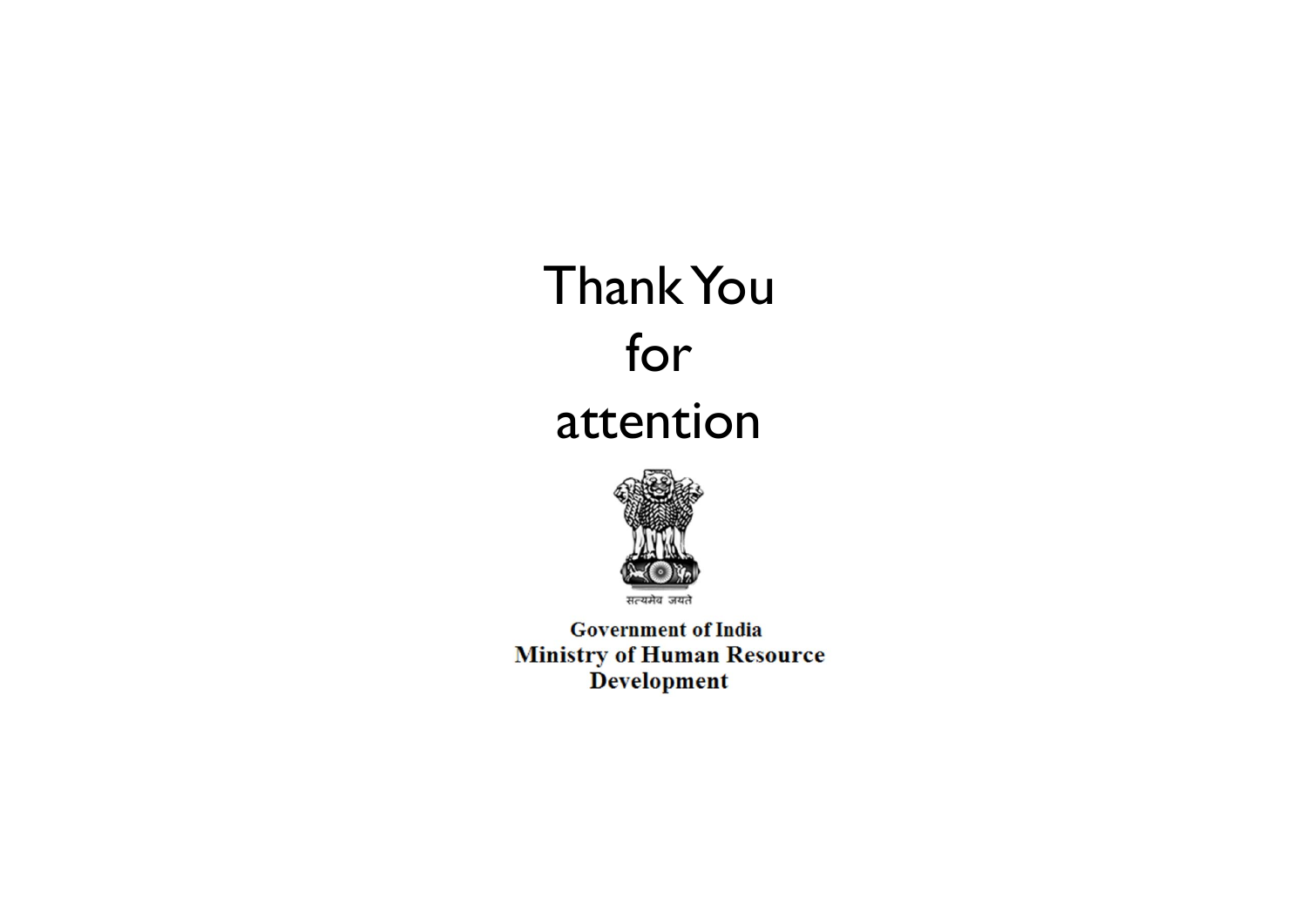Thank You
for
attention

सत्यमेव जयते

**Government of India**
**Ministry of Human Resource Development**